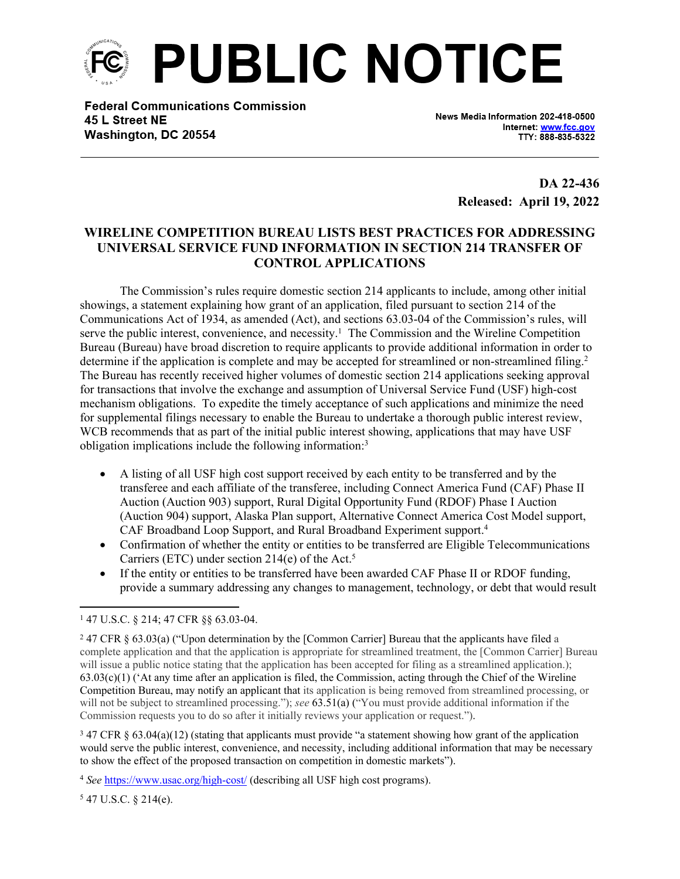# PUBLIC NOTICE

**Federal Communications Commission**
**45 L Street NE**
**Washington, DC 20554**

News Media Information 202-418-0500
Internet: www.fcc.gov
TTY: 888-835-5322

**DA 22-436**
**Released: April 19, 2022**

## WIRELINE COMPETITION BUREAU LISTS BEST PRACTICES FOR ADDRESSING UNIVERSAL SERVICE FUND INFORMATION IN SECTION 214 TRANSFER OF CONTROL APPLICATIONS

The Commission's rules require domestic section 214 applicants to include, among other initial showings, a statement explaining how grant of an application, filed pursuant to section 214 of the Communications Act of 1934, as amended (Act), and sections 63.03-04 of the Commission's rules, will serve the public interest, convenience, and necessity.[1] The Commission and the Wireline Competition Bureau (Bureau) have broad discretion to require applicants to provide additional information in order to determine if the application is complete and may be accepted for streamlined or non-streamlined filing.[2] The Bureau has recently received higher volumes of domestic section 214 applications seeking approval for transactions that involve the exchange and assumption of Universal Service Fund (USF) high-cost mechanism obligations. To expedite the timely acceptance of such applications and minimize the need for supplemental filings necessary to enable the Bureau to undertake a thorough public interest review, WCB recommends that as part of the initial public interest showing, applications that may have USF obligation implications include the following information:[3]

- A listing of all USF high cost support received by each entity to be transferred and by the transferee and each affiliate of the transferee, including Connect America Fund (CAF) Phase II Auction (Auction 903) support, Rural Digital Opportunity Fund (RDOF) Phase I Auction (Auction 904) support, Alaska Plan support, Alternative Connect America Cost Model support, CAF Broadband Loop Support, and Rural Broadband Experiment support.[4]
- Confirmation of whether the entity or entities to be transferred are Eligible Telecommunications Carriers (ETC) under section 214(e) of the Act.[5]
- If the entity or entities to be transferred have been awarded CAF Phase II or RDOF funding, provide a summary addressing any changes to management, technology, or debt that would result

---

[1] 47 U.S.C. § 214; 47 CFR §§ 63.03-04.

[2] 47 CFR § 63.03(a) ("Upon determination by the [Common Carrier] Bureau that the applicants have filed a complete application and that the application is appropriate for streamlined treatment, the [Common Carrier] Bureau will issue a public notice stating that the application has been accepted for filing as a streamlined application.); 63.03(c)(1) ('At any time after an application is filed, the Commission, acting through the Chief of the Wireline Competition Bureau, may notify an applicant that its application is being removed from streamlined processing, or will not be subject to streamlined processing."); *see* 63.51(a) ("You must provide additional information if the Commission requests you to do so after it initially reviews your application or request.").

[3] 47 CFR § 63.04(a)(12) (stating that applicants must provide "a statement showing how grant of the application would serve the public interest, convenience, and necessity, including additional information that may be necessary to show the effect of the proposed transaction on competition in domestic markets").

[4] *See* https://www.usac.org/high-cost/ (describing all USF high cost programs).

[5] 47 U.S.C. § 214(e).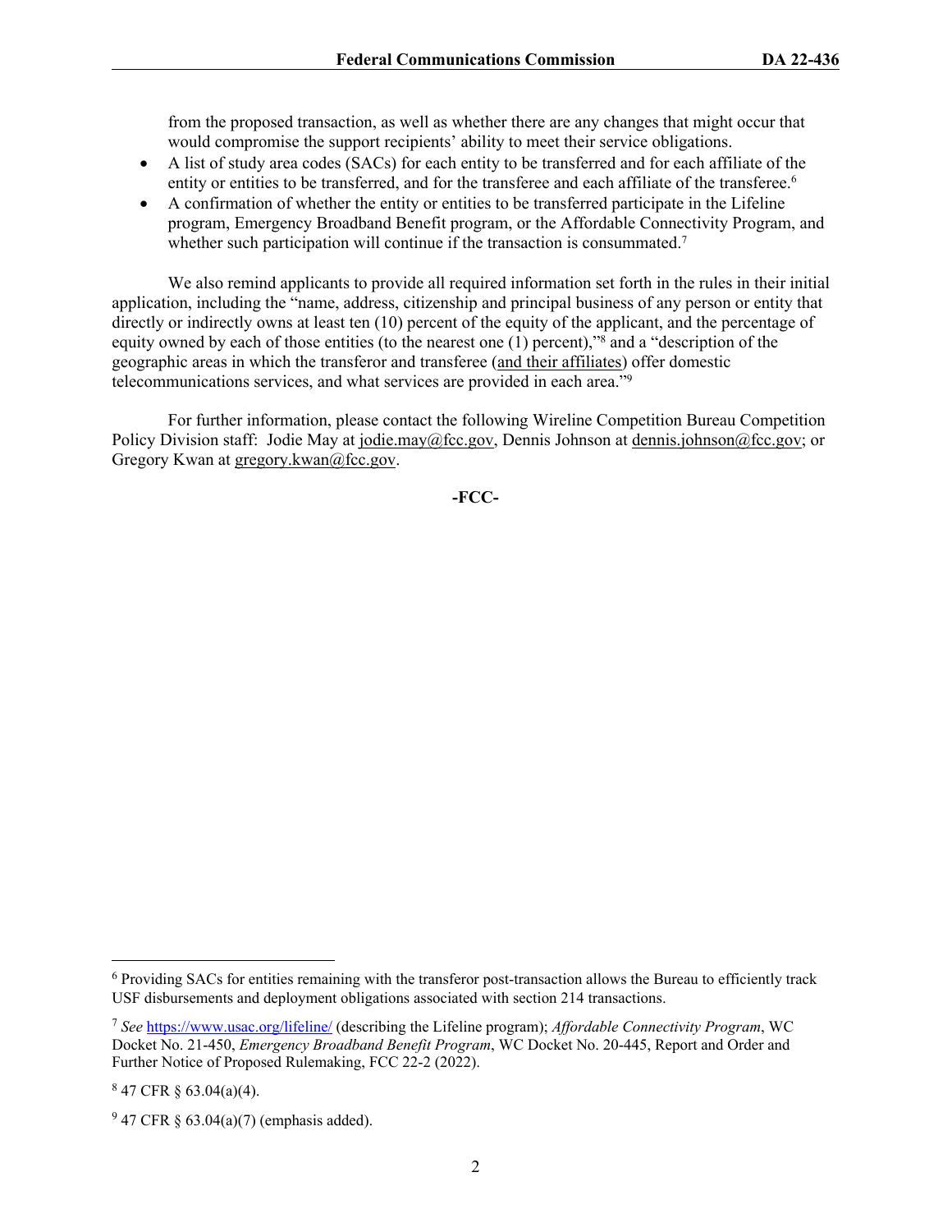from the proposed transaction, as well as whether there are any changes that might occur that would compromise the support recipients' ability to meet their service obligations.

- A list of study area codes (SACs) for each entity to be transferred and for each affiliate of the entity or entities to be transferred, and for the transferee and each affiliate of the transferee.[6]
- A confirmation of whether the entity or entities to be transferred participate in the Lifeline program, Emergency Broadband Benefit program, or the Affordable Connectivity Program, and whether such participation will continue if the transaction is consummated.[7]

We also remind applicants to provide all required information set forth in the rules in their initial application, including the "name, address, citizenship and principal business of any person or entity that directly or indirectly owns at least ten (10) percent of the equity of the applicant, and the percentage of equity owned by each of those entities (to the nearest one (1) percent),"[8] and a "description of the geographic areas in which the transferor and transferee (<u>and their affiliates</u>) offer domestic telecommunications services, and what services are provided in each area."[9]

For further information, please contact the following Wireline Competition Bureau Competition Policy Division staff: Jodie May at jodie.may@fcc.gov, Dennis Johnson at dennis.johnson@fcc.gov; or Gregory Kwan at gregory.kwan@fcc.gov.

**-FCC-**

---

[6] Providing SACs for entities remaining with the transferor post-transaction allows the Bureau to efficiently track USF disbursements and deployment obligations associated with section 214 transactions.

[7] *See* https://www.usac.org/lifeline/ (describing the Lifeline program); *Affordable Connectivity Program*, WC Docket No. 21-450, *Emergency Broadband Benefit Program*, WC Docket No. 20-445, Report and Order and Further Notice of Proposed Rulemaking, FCC 22-2 (2022).

[8] 47 CFR § 63.04(a)(4).

[9] 47 CFR § 63.04(a)(7) (emphasis added).